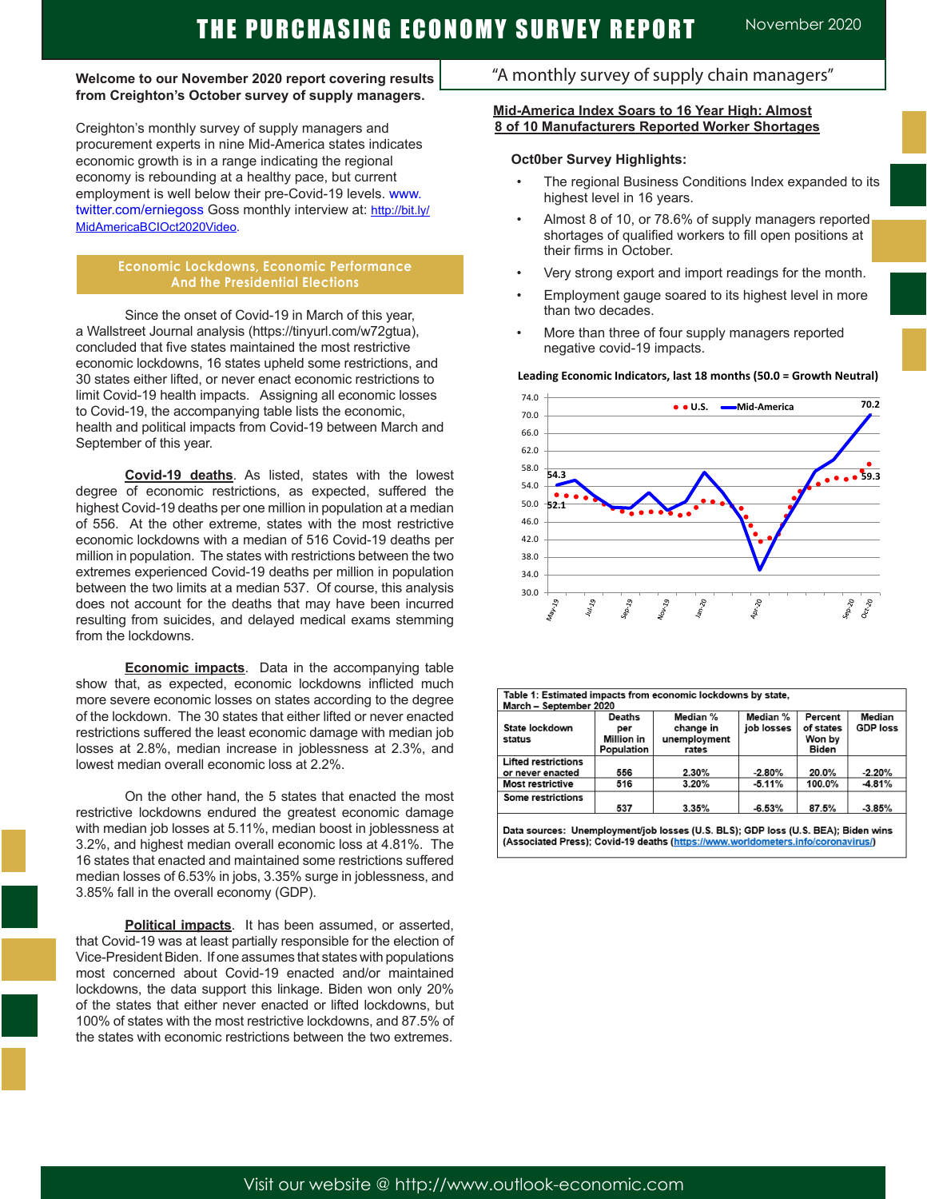# THE PURCHASING ECONOMY SURVEY REPORT

November 2020

"A monthly survey of supply chain managers"

**Welcome to our November 2020 report covering results from Creighton's October survey of supply managers.**

Creighton's monthly survey of supply managers and procurement experts in nine Mid-America states indicates economic growth is in a range indicating the regional economy is rebounding at a healthy pace, but current employment is well below their pre-Covid-19 levels. www.twitter.com/erniegoss Goss monthly interview at: http://bit.ly/MidAmericaBCIOct2020Video.

## Economic Lockdowns, Economic Performance And the Presidential Elections

Since the onset of Covid-19 in March of this year, a Wallstreet Journal analysis (https://tinyurl.com/w72gtua), concluded that five states maintained the most restrictive economic lockdowns, 16 states upheld some restrictions, and 30 states either lifted, or never enact economic restrictions to limit Covid-19 health impacts. Assigning all economic losses to Covid-19, the accompanying table lists the economic, health and political impacts from Covid-19 between March and September of this year.

**Covid-19 deaths**. As listed, states with the lowest degree of economic restrictions, as expected, suffered the highest Covid-19 deaths per one million in population at a median of 556. At the other extreme, states with the most restrictive economic lockdowns with a median of 516 Covid-19 deaths per million in population. The states with restrictions between the two extremes experienced Covid-19 deaths per million in population between the two limits at a median 537. Of course, this analysis does not account for the deaths that may have been incurred resulting from suicides, and delayed medical exams stemming from the lockdowns.

**Economic impacts**. Data in the accompanying table show that, as expected, economic lockdowns inflicted much more severe economic losses on states according to the degree of the lockdown. The 30 states that either lifted or never enacted restrictions suffered the least economic damage with median job losses at 2.8%, median increase in joblessness at 2.3%, and lowest median overall economic loss at 2.2%.

On the other hand, the 5 states that enacted the most restrictive lockdowns endured the greatest economic damage with median job losses at 5.11%, median boost in joblessness at 3.2%, and highest median overall economic loss at 4.81%. The 16 states that enacted and maintained some restrictions suffered median losses of 6.53% in jobs, 3.35% surge in joblessness, and 3.85% fall in the overall economy (GDP).

**Political impacts**. It has been assumed, or asserted, that Covid-19 was at least partially responsible for the election of Vice-President Biden. If one assumes that states with populations most concerned about Covid-19 enacted and/or maintained lockdowns, the data support this linkage. Biden won only 20% of the states that either never enacted or lifted lockdowns, but 100% of states with the most restrictive lockdowns, and 87.5% of the states with economic restrictions between the two extremes.

## Mid-America Index Soars to 16 Year High: Almost 8 of 10 Manufacturers Reported Worker Shortages

**Oct0ber Survey Highlights:**

- The regional Business Conditions Index expanded to its highest level in 16 years.
- Almost 8 of 10, or 78.6% of supply managers reported shortages of qualified workers to fill open positions at their firms in October.
- Very strong export and import readings for the month.
- Employment gauge soared to its highest level in more than two decades.
- More than three of four supply managers reported negative covid-19 impacts.

**Leading Economic Indicators, last 18 months (50.0 = Growth Neutral)**

Table 1: Estimated impacts from economic lockdowns by state, March – September 2020

| State lockdown status | Deaths per Million in Population | Median % change in unemployment rates | Median % job losses | Percent of states Won by Biden | Median GDP loss |
|---|---|---|---|---|---|
| Lifted restrictions or never enacted | 556 | 2.30% | -2.80% | 20.0% | -2.20% |
| Most restrictive | 516 | 3.20% | -5.11% | 100.0% | -4.81% |
| Some restrictions | 537 | 3.35% | -6.53% | 87.5% | -3.85% |

Data sources: Unemployment/job losses (U.S. BLS); GDP loss (U.S. BEA); Biden wins (Associated Press); Covid-19 deaths (https://www.worldometers.info/coronavirus/)

Visit our website @ http://www.outlook-economic.com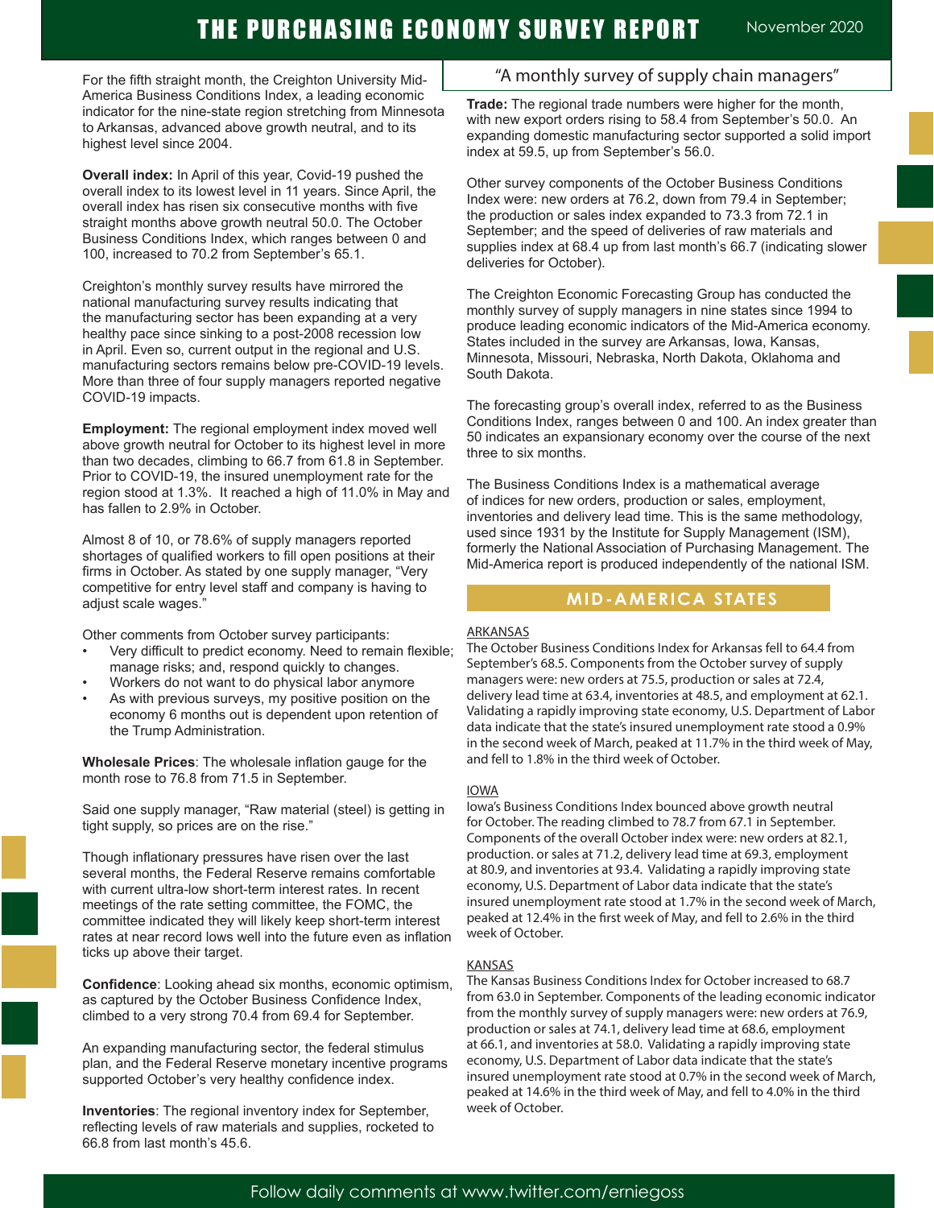# THE PURCHASING ECONOMY SURVEY REPORT

November 2020

"A monthly survey of supply chain managers"

For the fifth straight month, the Creighton University Mid-America Business Conditions Index, a leading economic indicator for the nine-state region stretching from Minnesota to Arkansas, advanced above growth neutral, and to its highest level since 2004.

**Overall index:** In April of this year, Covid-19 pushed the overall index to its lowest level in 11 years. Since April, the overall index has risen six consecutive months with five straight months above growth neutral 50.0. The October Business Conditions Index, which ranges between 0 and 100, increased to 70.2 from September's 65.1.

Creighton's monthly survey results have mirrored the national manufacturing survey results indicating that the manufacturing sector has been expanding at a very healthy pace since sinking to a post-2008 recession low in April. Even so, current output in the regional and U.S. manufacturing sectors remains below pre-COVID-19 levels. More than three of four supply managers reported negative COVID-19 impacts.

**Employment:** The regional employment index moved well above growth neutral for October to its highest level in more than two decades, climbing to 66.7 from 61.8 in September. Prior to COVID-19, the insured unemployment rate for the region stood at 1.3%. It reached a high of 11.0% in May and has fallen to 2.9% in October.

Almost 8 of 10, or 78.6% of supply managers reported shortages of qualified workers to fill open positions at their firms in October. As stated by one supply manager, "Very competitive for entry level staff and company is having to adjust scale wages."

Other comments from October survey participants:

- Very difficult to predict economy. Need to remain flexible; manage risks; and, respond quickly to changes.
- Workers do not want to do physical labor anymore
- As with previous surveys, my positive position on the economy 6 months out is dependent upon retention of the Trump Administration.

**Wholesale Prices**: The wholesale inflation gauge for the month rose to 76.8 from 71.5 in September.

Said one supply manager, "Raw material (steel) is getting in tight supply, so prices are on the rise."

Though inflationary pressures have risen over the last several months, the Federal Reserve remains comfortable with current ultra-low short-term interest rates. In recent meetings of the rate setting committee, the FOMC, the committee indicated they will likely keep short-term interest rates at near record lows well into the future even as inflation ticks up above their target.

**Confidence**: Looking ahead six months, economic optimism, as captured by the October Business Confidence Index, climbed to a very strong 70.4 from 69.4 for September.

An expanding manufacturing sector, the federal stimulus plan, and the Federal Reserve monetary incentive programs supported October's very healthy confidence index.

**Inventories**: The regional inventory index for September, reflecting levels of raw materials and supplies, rocketed to 66.8 from last month's 45.6.

**Trade:** The regional trade numbers were higher for the month, with new export orders rising to 58.4 from September's 50.0. An expanding domestic manufacturing sector supported a solid import index at 59.5, up from September's 56.0.

Other survey components of the October Business Conditions Index were: new orders at 76.2, down from 79.4 in September; the production or sales index expanded to 73.3 from 72.1 in September; and the speed of deliveries of raw materials and supplies index at 68.4 up from last month's 66.7 (indicating slower deliveries for October).

The Creighton Economic Forecasting Group has conducted the monthly survey of supply managers in nine states since 1994 to produce leading economic indicators of the Mid-America economy. States included in the survey are Arkansas, Iowa, Kansas, Minnesota, Missouri, Nebraska, North Dakota, Oklahoma and South Dakota.

The forecasting group's overall index, referred to as the Business Conditions Index, ranges between 0 and 100. An index greater than 50 indicates an expansionary economy over the course of the next three to six months.

The Business Conditions Index is a mathematical average of indices for new orders, production or sales, employment, inventories and delivery lead time. This is the same methodology, used since 1931 by the Institute for Supply Management (ISM), formerly the National Association of Purchasing Management. The Mid-America report is produced independently of the national ISM.

## MID-AMERICA STATES

### ARKANSAS

The October Business Conditions Index for Arkansas fell to 64.4 from September's 68.5. Components from the October survey of supply managers were: new orders at 75.5, production or sales at 72.4, delivery lead time at 63.4, inventories at 48.5, and employment at 62.1. Validating a rapidly improving state economy, U.S. Department of Labor data indicate that the state's insured unemployment rate stood a 0.9% in the second week of March, peaked at 11.7% in the third week of May, and fell to 1.8% in the third week of October.

### IOWA

Iowa's Business Conditions Index bounced above growth neutral for October. The reading climbed to 78.7 from 67.1 in September. Components of the overall October index were: new orders at 82.1, production. or sales at 71.2, delivery lead time at 69.3, employment at 80.9, and inventories at 93.4. Validating a rapidly improving state economy, U.S. Department of Labor data indicate that the state's insured unemployment rate stood at 1.7% in the second week of March, peaked at 12.4% in the first week of May, and fell to 2.6% in the third week of October.

### KANSAS

The Kansas Business Conditions Index for October increased to 68.7 from 63.0 in September. Components of the leading economic indicator from the monthly survey of supply managers were: new orders at 76.9, production or sales at 74.1, delivery lead time at 68.6, employment at 66.1, and inventories at 58.0. Validating a rapidly improving state economy, U.S. Department of Labor data indicate that the state's insured unemployment rate stood at 0.7% in the second week of March, peaked at 14.6% in the third week of May, and fell to 4.0% in the third week of October.

Follow daily comments at www.twitter.com/erniegoss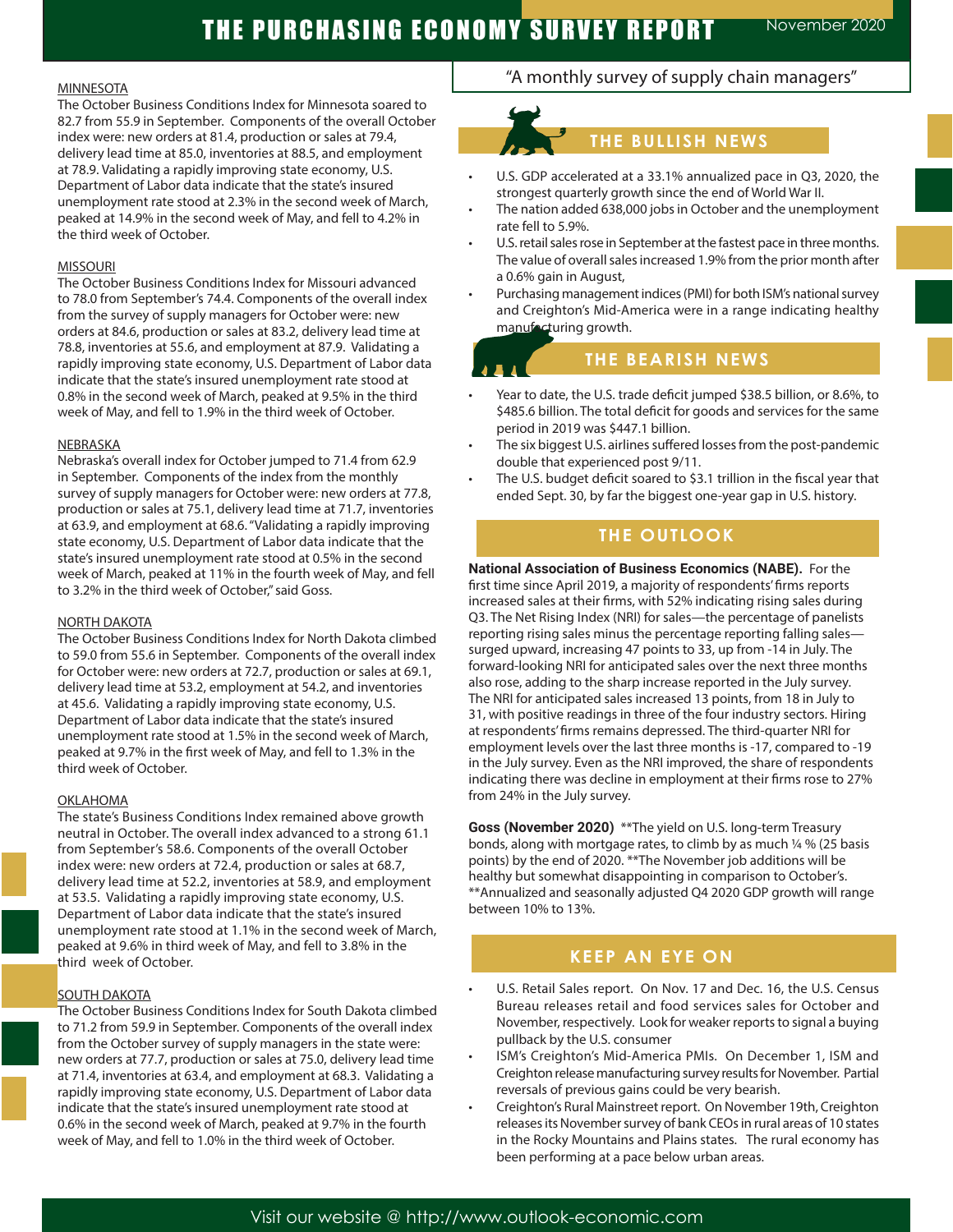# THE PURCHASING ECONOMY SURVEY REPORT

November 2020

"A monthly survey of supply chain managers"

MINNESOTA

The October Business Conditions Index for Minnesota soared to 82.7 from 55.9 in September. Components of the overall October index were: new orders at 81.4, production or sales at 79.4, delivery lead time at 85.0, inventories at 88.5, and employment at 78.9. Validating a rapidly improving state economy, U.S. Department of Labor data indicate that the state's insured unemployment rate stood at 2.3% in the second week of March, peaked at 14.9% in the second week of May, and fell to 4.2% in the third week of October.

MISSOURI

The October Business Conditions Index for Missouri advanced to 78.0 from September's 74.4. Components of the overall index from the survey of supply managers for October were: new orders at 84.6, production or sales at 83.2, delivery lead time at 78.8, inventories at 55.6, and employment at 87.9. Validating a rapidly improving state economy, U.S. Department of Labor data indicate that the state's insured unemployment rate stood at 0.8% in the second week of March, peaked at 9.5% in the third week of May, and fell to 1.9% in the third week of October.

NEBRASKA

Nebraska's overall index for October jumped to 71.4 from 62.9 in September. Components of the index from the monthly survey of supply managers for October were: new orders at 77.8, production or sales at 75.1, delivery lead time at 71.7, inventories at 63.9, and employment at 68.6. "Validating a rapidly improving state economy, U.S. Department of Labor data indicate that the state's insured unemployment rate stood at 0.5% in the second week of March, peaked at 11% in the fourth week of May, and fell to 3.2% in the third week of October," said Goss.

NORTH DAKOTA

The October Business Conditions Index for North Dakota climbed to 59.0 from 55.6 in September. Components of the overall index for October were: new orders at 72.7, production or sales at 69.1, delivery lead time at 53.2, employment at 54.2, and inventories at 45.6. Validating a rapidly improving state economy, U.S. Department of Labor data indicate that the state's insured unemployment rate stood at 1.5% in the second week of March, peaked at 9.7% in the first week of May, and fell to 1.3% in the third week of October.

OKLAHOMA

The state's Business Conditions Index remained above growth neutral in October. The overall index advanced to a strong 61.1 from September's 58.6. Components of the overall October index were: new orders at 72.4, production or sales at 68.7, delivery lead time at 52.2, inventories at 58.9, and employment at 53.5. Validating a rapidly improving state economy, U.S. Department of Labor data indicate that the state's insured unemployment rate stood at 1.1% in the second week of March, peaked at 9.6% in third week of May, and fell to 3.8% in the third week of October.

SOUTH DAKOTA

The October Business Conditions Index for South Dakota climbed to 71.2 from 59.9 in September. Components of the overall index from the October survey of supply managers in the state were: new orders at 77.7, production or sales at 75.0, delivery lead time at 71.4, inventories at 63.4, and employment at 68.3. Validating a rapidly improving state economy, U.S. Department of Labor data indicate that the state's insured unemployment rate stood at 0.6% in the second week of March, peaked at 9.7% in the fourth week of May, and fell to 1.0% in the third week of October.

## THE BULLISH NEWS

- U.S. GDP accelerated at a 33.1% annualized pace in Q3, 2020, the strongest quarterly growth since the end of World War II.
- The nation added 638,000 jobs in October and the unemployment rate fell to 5.9%.
- U.S. retail sales rose in September at the fastest pace in three months. The value of overall sales increased 1.9% from the prior month after a 0.6% gain in August,
- Purchasing management indices (PMI) for both ISM's national survey and Creighton's Mid-America were in a range indicating healthy manufacturing growth.

## THE BEARISH NEWS

- Year to date, the U.S. trade deficit jumped $38.5 billion, or 8.6%, to $485.6 billion. The total deficit for goods and services for the same period in 2019 was $447.1 billion.
- The six biggest U.S. airlines suffered losses from the post-pandemic double that experienced post 9/11.
- The U.S. budget deficit soared to $3.1 trillion in the fiscal year that ended Sept. 30, by far the biggest one-year gap in U.S. history.

## THE OUTLOOK

**National Association of Business Economics (NABE).** For the first time since April 2019, a majority of respondents' firms reports increased sales at their firms, with 52% indicating rising sales during Q3. The Net Rising Index (NRI) for sales—the percentage of panelists reporting rising sales minus the percentage reporting falling sales—surged upward, increasing 47 points to 33, up from -14 in July. The forward-looking NRI for anticipated sales over the next three months also rose, adding to the sharp increase reported in the July survey. The NRI for anticipated sales increased 13 points, from 18 in July to 31, with positive readings in three of the four industry sectors. Hiring at respondents' firms remains depressed. The third-quarter NRI for employment levels over the last three months is -17, compared to -19 in the July survey. Even as the NRI improved, the share of respondents indicating there was decline in employment at their firms rose to 27% from 24% in the July survey.

**Goss (November 2020)** **The yield on U.S. long-term Treasury bonds, along with mortgage rates, to climb by as much ¼ % (25 basis points) by the end of 2020. **The November job additions will be healthy but somewhat disappointing in comparison to October's. **Annualized and seasonally adjusted Q4 2020 GDP growth will range between 10% to 13%.

## KEEP AN EYE ON

- U.S. Retail Sales report. On Nov. 17 and Dec. 16, the U.S. Census Bureau releases retail and food services sales for October and November, respectively. Look for weaker reports to signal a buying pullback by the U.S. consumer
- ISM's Creighton's Mid-America PMIs. On December 1, ISM and Creighton release manufacturing survey results for November. Partial reversals of previous gains could be very bearish.
- Creighton's Rural Mainstreet report. On November 19th, Creighton releases its November survey of bank CEOs in rural areas of 10 states in the Rocky Mountains and Plains states. The rural economy has been performing at a pace below urban areas.

Visit our website @ http://www.outlook-economic.com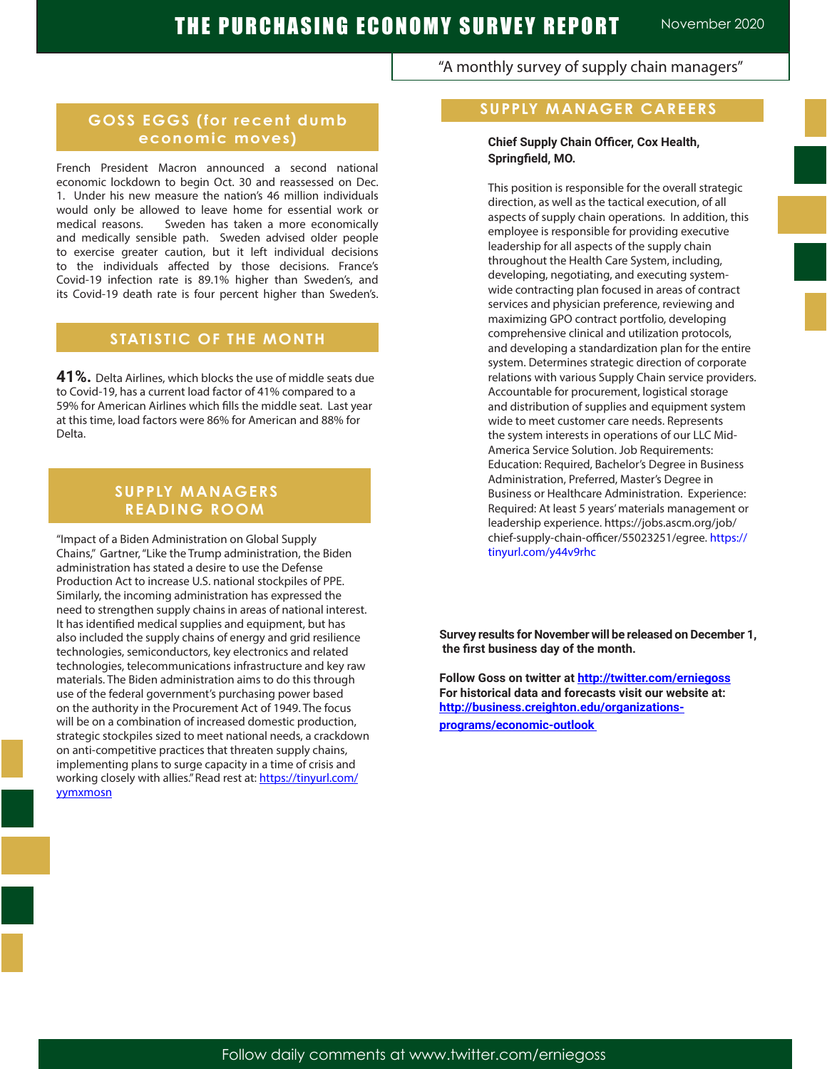## GOSS EGGS (for recent dumb economic moves)

French President Macron announced a second national economic lockdown to begin Oct. 30 and reassessed on Dec. 1. Under his new measure the nation's 46 million individuals would only be allowed to leave home for essential work or medical reasons. Sweden has taken a more economically and medically sensible path. Sweden advised older people to exercise greater caution, but it left individual decisions to the individuals affected by those decisions. France's Covid-19 infection rate is 89.1% higher than Sweden's, and its Covid-19 death rate is four percent higher than Sweden's.

## STATISTIC OF THE MONTH

**41%.** Delta Airlines, which blocks the use of middle seats due to Covid-19, has a current load factor of 41% compared to a 59% for American Airlines which fills the middle seat. Last year at this time, load factors were 86% for American and 88% for Delta.

## SUPPLY MANAGERS READING ROOM

"Impact of a Biden Administration on Global Supply Chains," Gartner, "Like the Trump administration, the Biden administration has stated a desire to use the Defense Production Act to increase U.S. national stockpiles of PPE. Similarly, the incoming administration has expressed the need to strengthen supply chains in areas of national interest. It has identified medical supplies and equipment, but has also included the supply chains of energy and grid resilience technologies, semiconductors, key electronics and related technologies, telecommunications infrastructure and key raw materials. The Biden administration aims to do this through use of the federal government's purchasing power based on the authority in the Procurement Act of 1949. The focus will be on a combination of increased domestic production, strategic stockpiles sized to meet national needs, a crackdown on anti-competitive practices that threaten supply chains, implementing plans to surge capacity in a time of crisis and working closely with allies." Read rest at: https://tinyurl.com/yymxmosn

## SUPPLY MANAGER CAREERS

**Chief Supply Chain Officer, Cox Health, Springfield, MO.**

This position is responsible for the overall strategic direction, as well as the tactical execution, of all aspects of supply chain operations. In addition, this employee is responsible for providing executive leadership for all aspects of the supply chain throughout the Health Care System, including, developing, negotiating, and executing system-wide contracting plan focused in areas of contract services and physician preference, reviewing and maximizing GPO contract portfolio, developing comprehensive clinical and utilization protocols, and developing a standardization plan for the entire system. Determines strategic direction of corporate relations with various Supply Chain service providers. Accountable for procurement, logistical storage and distribution of supplies and equipment system wide to meet customer care needs. Represents the system interests in operations of our LLC Mid-America Service Solution. Job Requirements: Education: Required, Bachelor's Degree in Business Administration, Preferred, Master's Degree in Business or Healthcare Administration. Experience: Required: At least 5 years' materials management or leadership experience. https://jobs.ascm.org/job/chief-supply-chain-officer/55023251/egree. https://tinyurl.com/y44v9rhc

**Survey results for November will be released on December 1, the first business day of the month.**

**Follow Goss on twitter at http://twitter.com/erniegoss**
**For historical data and forecasts visit our website at: http://business.creighton.edu/organizations-programs/economic-outlook**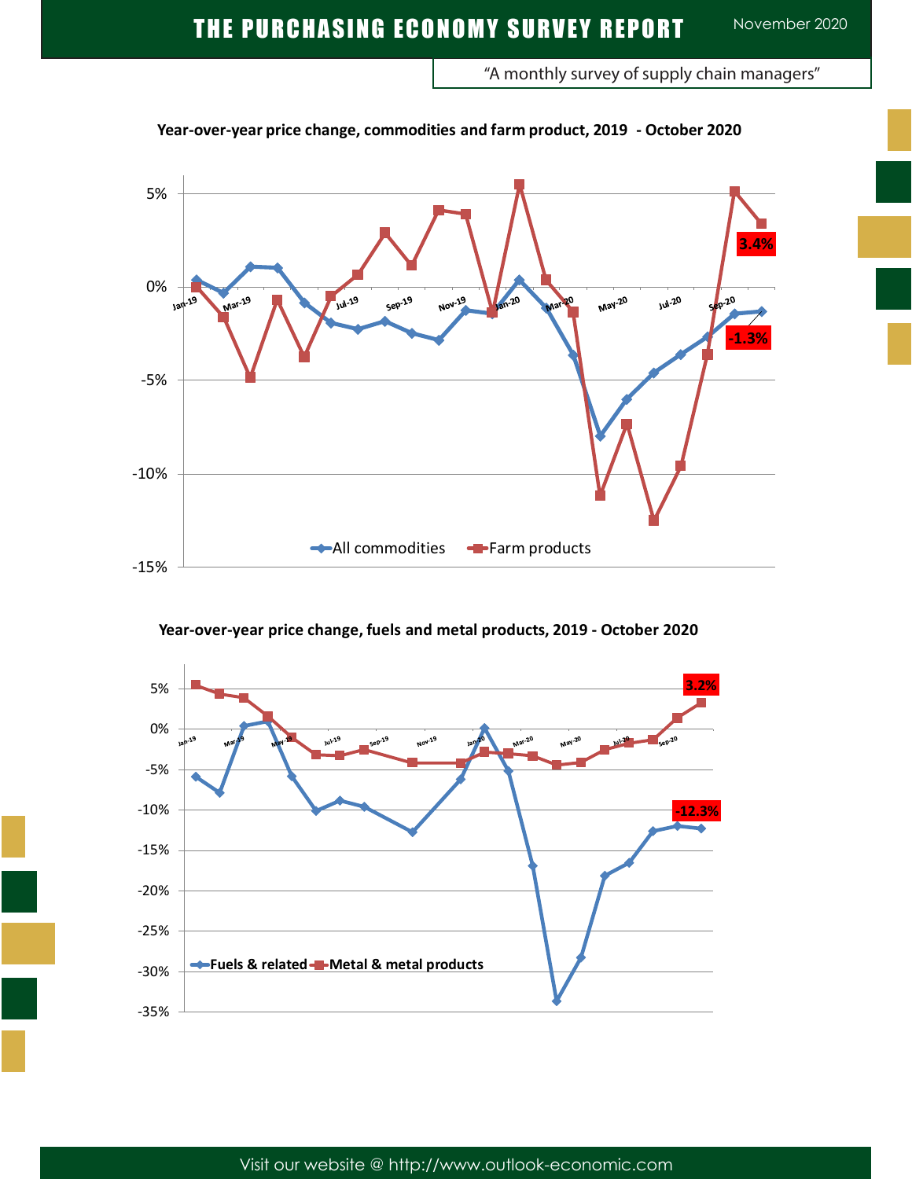# THE PURCHASING ECONOMY SURVEY REPORT

November 2020

"A monthly survey of supply chain managers"

**Year-over-year price change, commodities and farm product, 2019 - October 2020**

5%
0%
-5%
-10%
-15%

Jan-19 Mar-19 Jul-19 Sep-19 Nov-19 Jan-20 Mar-20 May-20 Jul-20 Sep-20

3.4%

-1.3%

All commodities
Farm products

**Year-over-year price change, fuels and metal products, 2019 - October 2020**

5%
0%
-5%
-10%
-15%
-20%
-25%
-30%
-35%

Jan-19 Mar-19 May-19 Jul-19 Sep-19 Nov-19 Jan-20 Mar-20 May-20 Jul-20 Sep-20

3.2%

-12.3%

Fuels & related
Metal & metal products

Visit our website @ http://www.outlook-economic.com